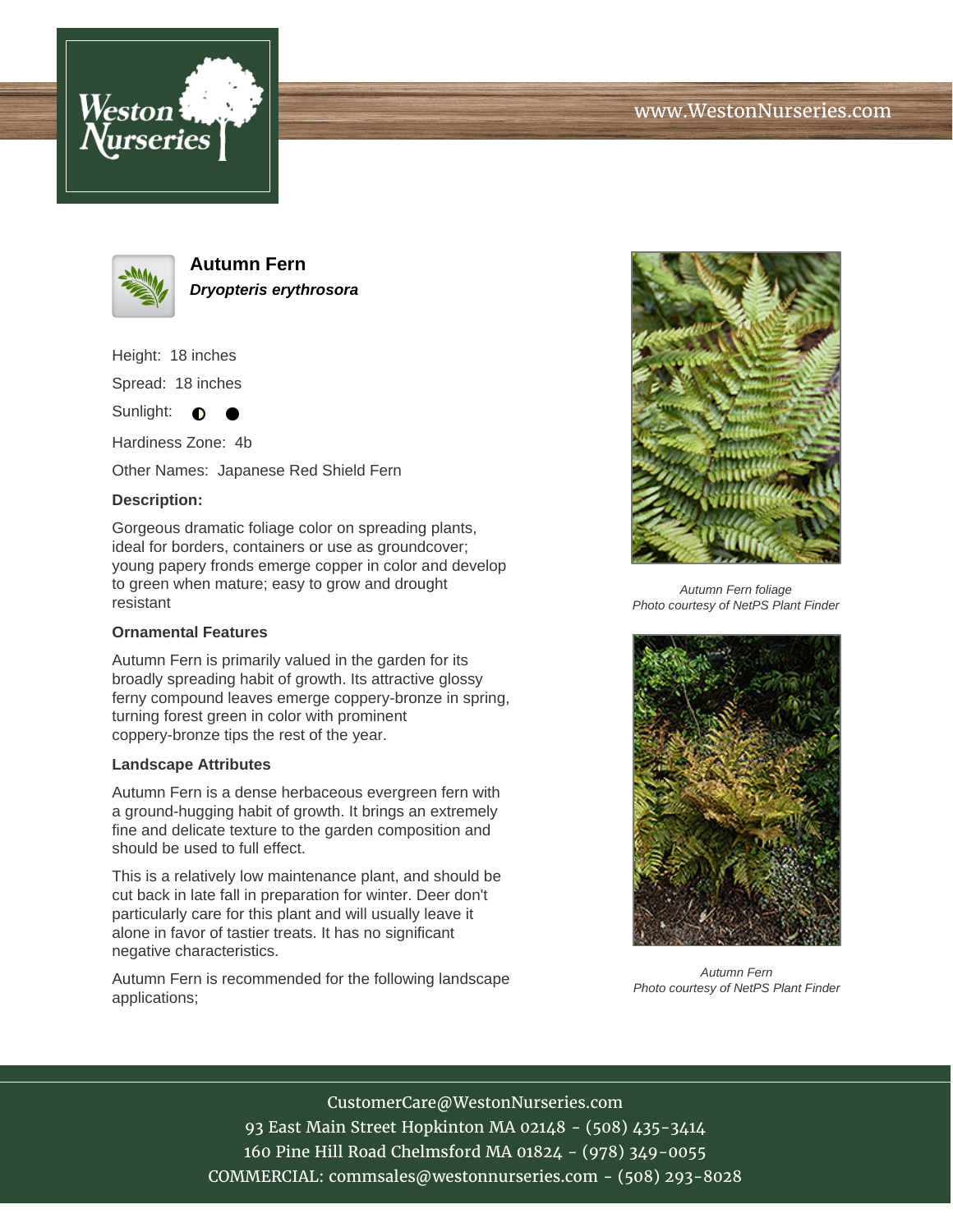# Autumn Fern

***Dryopteris erythrosora***

Height: 18 inches

Spread: 18 inches

Sunlight: ◐ ●

Hardiness Zone: 4b

Other Names: Japanese Red Shield Fern

**Description:**

Gorgeous dramatic foliage color on spreading plants, ideal for borders, containers or use as groundcover; young papery fronds emerge copper in color and develop to green when mature; easy to grow and drought resistant

### Ornamental Features

Autumn Fern is primarily valued in the garden for its broadly spreading habit of growth. Its attractive glossy ferny compound leaves emerge coppery-bronze in spring, turning forest green in color with prominent coppery-bronze tips the rest of the year.

### Landscape Attributes

Autumn Fern is a dense herbaceous evergreen fern with a ground-hugging habit of growth. It brings an extremely fine and delicate texture to the garden composition and should be used to full effect.

This is a relatively low maintenance plant, and should be cut back in late fall in preparation for winter. Deer don't particularly care for this plant and will usually leave it alone in favor of tastier treats. It has no significant negative characteristics.

Autumn Fern is recommended for the following landscape applications;

*Autumn Fern foliage*
*Photo courtesy of NetPS Plant Finder*

*Autumn Fern*
*Photo courtesy of NetPS Plant Finder*

CustomerCare@WestonNurseries.com
93 East Main Street Hopkinton MA 02148 - (508) 435-3414
160 Pine Hill Road Chelmsford MA 01824 - (978) 349-0055
COMMERCIAL: commsales@westonnurseries.com - (508) 293-8028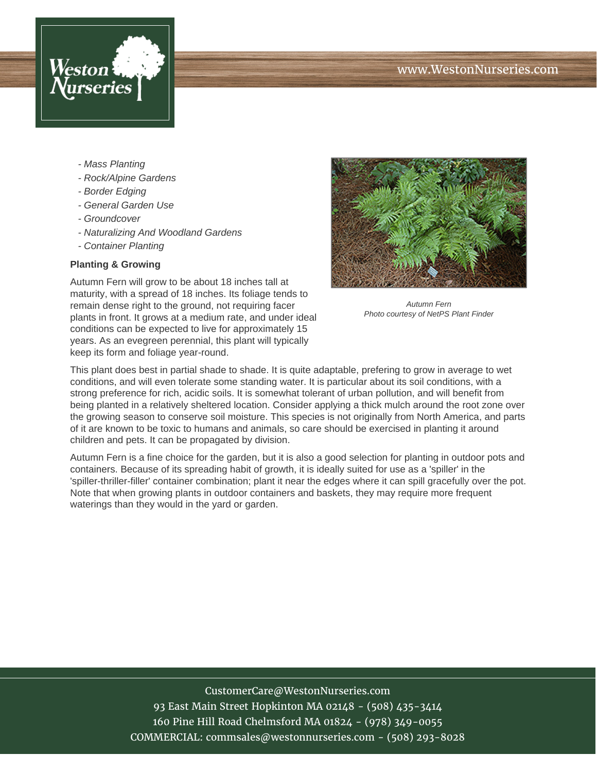- *Mass Planting*
- *Rock/Alpine Gardens*
- *Border Edging*
- *General Garden Use*
- *Groundcover*
- *Naturalizing And Woodland Gardens*
- *Container Planting*

**Planting & Growing**

Autumn Fern will grow to be about 18 inches tall at maturity, with a spread of 18 inches. Its foliage tends to remain dense right to the ground, not requiring facer plants in front. It grows at a medium rate, and under ideal conditions can be expected to live for approximately 15 years. As an evegreen perennial, this plant will typically keep its form and foliage year-round.

*Autumn Fern*
*Photo courtesy of NetPS Plant Finder*

This plant does best in partial shade to shade. It is quite adaptable, prefering to grow in average to wet conditions, and will even tolerate some standing water. It is particular about its soil conditions, with a strong preference for rich, acidic soils. It is somewhat tolerant of urban pollution, and will benefit from being planted in a relatively sheltered location. Consider applying a thick mulch around the root zone over the growing season to conserve soil moisture. This species is not originally from North America, and parts of it are known to be toxic to humans and animals, so care should be exercised in planting it around children and pets. It can be propagated by division.

Autumn Fern is a fine choice for the garden, but it is also a good selection for planting in outdoor pots and containers. Because of its spreading habit of growth, it is ideally suited for use as a 'spiller' in the 'spiller-thriller-filler' container combination; plant it near the edges where it can spill gracefully over the pot. Note that when growing plants in outdoor containers and baskets, they may require more frequent waterings than they would in the yard or garden.